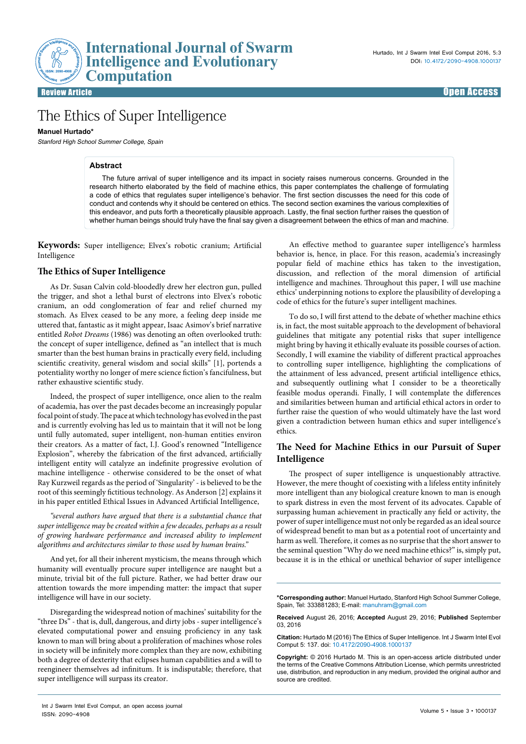Review Article

Open Access

# The Ethics of Super Intelligence

**Manuel Hurtado***

*Stanford High School Summer College, Spain*

## Abstract

The future arrival of super intelligence and its impact in society raises numerous concerns. Grounded in the research hitherto elaborated by the field of machine ethics, this paper contemplates the challenge of formulating a code of ethics that regulates super intelligence's behavior. The first section discusses the need for this code of conduct and contends why it should be centered on ethics. The second section examines the various complexities of this endeavor, and puts forth a theoretically plausible approach. Lastly, the final section further raises the question of whether human beings should truly have the final say given a disagreement between the ethics of man and machine.

**Keywords:** Super intelligence; Elvex's robotic cranium; Artificial Intelligence

## The Ethics of Super Intelligence

As Dr. Susan Calvin cold-bloodedly drew her electron gun, pulled the trigger, and shot a lethal burst of electrons into Elvex's robotic cranium, an odd conglomeration of fear and relief churned my stomach. As Elvex ceased to be any more, a feeling deep inside me uttered that, fantastic as it might appear, Isaac Asimov's brief narrative entitled *Robot Dreams* (1986) was denoting an often overlooked truth: the concept of super intelligence, defined as "an intellect that is much smarter than the best human brains in practically every field, including scientific creativity, general wisdom and social skills" [1], portends a potentiality worthy no longer of mere science fiction's fancifulness, but rather exhaustive scientific study.

Indeed, the prospect of super intelligence, once alien to the realm of academia, has over the past decades become an increasingly popular focal point of study. The pace at which technology has evolved in the past and is currently evolving has led us to maintain that it will not be long until fully automated, super intelligent, non-human entities environ their creators. As a matter of fact, I.J. Good's renowned "Intelligence Explosion", whereby the fabrication of the first advanced, artificially intelligent entity will catalyze an indefinite progressive evolution of machine intelligence - otherwise considered to be the onset of what Ray Kurzweil regards as the period of 'Singularity' - is believed to be the root of this seemingly fictitious technology. As Anderson [2] explains it in his paper entitled Ethical Issues in Advanced Artificial Intelligence,

*"several authors have argued that there is a substantial chance that super intelligence may be created within a few decades, perhaps as a result of growing hardware performance and increased ability to implement algorithms and architectures similar to those used by human brains."*

And yet, for all their inherent mysticism, the means through which humanity will eventually procure super intelligence are naught but a minute, trivial bit of the full picture. Rather, we had better draw our attention towards the more impending matter: the impact that super intelligence will have in our society.

Disregarding the widespread notion of machines' suitability for the "three Ds" - that is, dull, dangerous, and dirty jobs - super intelligence's elevated computational power and ensuing proficiency in any task known to man will bring about a proliferation of machines whose roles in society will be infinitely more complex than they are now, exhibiting both a degree of dexterity that eclipses human capabilities and a will to reengineer themselves ad infinitum. It is indisputable; therefore, that super intelligence will surpass its creator.

An effective method to guarantee super intelligence's harmless behavior is, hence, in place. For this reason, academia's increasingly popular field of machine ethics has taken to the investigation, discussion, and reflection of the moral dimension of artificial intelligence and machines. Throughout this paper, I will use machine ethics' underpinning notions to explore the plausibility of developing a code of ethics for the future's super intelligent machines.

To do so, I will first attend to the debate of whether machine ethics is, in fact, the most suitable approach to the development of behavioral guidelines that mitigate any potential risks that super intelligence might bring by having it ethically evaluate its possible courses of action. Secondly, I will examine the viability of different practical approaches to controlling super intelligence, highlighting the complications of the attainment of less advanced, present artificial intelligence ethics, and subsequently outlining what I consider to be a theoretically feasible modus operandi. Finally, I will contemplate the differences and similarities between human and artificial ethical actors in order to further raise the question of who would ultimately have the last word given a contradiction between human ethics and super intelligence's ethics.

## The Need for Machine Ethics in our Pursuit of Super Intelligence

The prospect of super intelligence is unquestionably attractive. However, the mere thought of coexisting with a lifeless entity infinitely more intelligent than any biological creature known to man is enough to spark distress in even the most fervent of its advocates. Capable of surpassing human achievement in practically any field or activity, the power of super intelligence must not only be regarded as an ideal source of widespread benefit to man but as a potential root of uncertainty and harm as well. Therefore, it comes as no surprise that the short answer to the seminal question "Why do we need machine ethics?" is, simply put, because it is in the ethical or unethical behavior of super intelligence

**\*Corresponding author:** Manuel Hurtado, Stanford High School Summer College, Spain, Tel: 333881283; E-mail: manuhram@gmail.com

**Received** August 26, 2016; **Accepted** August 29, 2016; **Published** September 03, 2016

**Citation:** Hurtado M (2016) The Ethics of Super Intelligence. Int J Swarm Intel Evol Comput 5: 137. doi: 10.4172/2090-4908.1000137

**Copyright:** © 2016 Hurtado M. This is an open-access article distributed under the terms of the Creative Commons Attribution License, which permits unrestricted use, distribution, and reproduction in any medium, provided the original author and source are credited.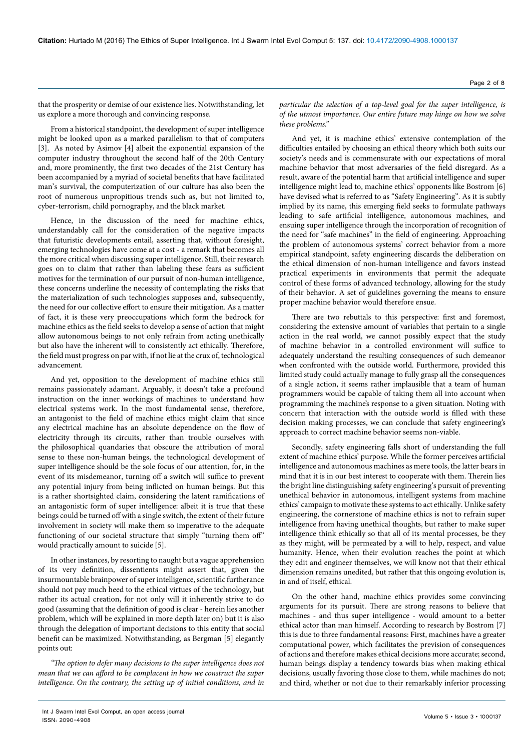that the prosperity or demise of our existence lies. Notwithstanding, let us explore a more thorough and convincing response.

From a historical standpoint, the development of super intelligence might be looked upon as a marked parallelism to that of computers [3]. As noted by Asimov [4] albeit the exponential expansion of the computer industry throughout the second half of the 20th Century and, more prominently, the first two decades of the 21st Century has been accompanied by a myriad of societal benefits that have facilitated man's survival, the computerization of our culture has also been the root of numerous unpropitious trends such as, but not limited to, cyber-terrorism, child pornography, and the black market.

Hence, in the discussion of the need for machine ethics, understandably call for the consideration of the negative impacts that futuristic developments entail, asserting that, without foresight, emerging technologies have come at a cost - a remark that becomes all the more critical when discussing super intelligence. Still, their research goes on to claim that rather than labeling these fears as sufficient motives for the termination of our pursuit of non-human intelligence, these concerns underline the necessity of contemplating the risks that the materialization of such technologies supposes and, subsequently, the need for our collective effort to ensure their mitigation. As a matter of fact, it is these very preoccupations which form the bedrock for machine ethics as the field seeks to develop a sense of action that might allow autonomous beings to not only refrain from acting unethically but also have the inherent will to consistently act ethically. Therefore, the field must progress on par with, if not lie at the crux of, technological advancement.

And yet, opposition to the development of machine ethics still remains passionately adamant. Arguably, it doesn't take a profound instruction on the inner workings of machines to understand how electrical systems work. In the most fundamental sense, therefore, an antagonist to the field of machine ethics might claim that since any electrical machine has an absolute dependence on the flow of electricity through its circuits, rather than trouble ourselves with the philosophical quandaries that obscure the attribution of moral sense to these non-human beings, the technological development of super intelligence should be the sole focus of our attention, for, in the event of its misdemeanor, turning off a switch will suffice to prevent any potential injury from being inflicted on human beings. But this is a rather shortsighted claim, considering the latent ramifications of an antagonistic form of super intelligence: albeit it is true that these beings could be turned off with a single switch, the extent of their future involvement in society will make them so imperative to the adequate functioning of our societal structure that simply "turning them off" would practically amount to suicide [5].

In other instances, by resorting to naught but a vague apprehension of its very definition, dissentients might assert that, given the insurmountable brainpower of super intelligence, scientific furtherance should not pay much heed to the ethical virtues of the technology, but rather its actual creation, for not only will it inherently strive to do good (assuming that the definition of good is clear - herein lies another problem, which will be explained in more depth later on) but it is also through the delegation of important decisions to this entity that social benefit can be maximized. Notwithstanding, as Bergman [5] elegantly points out:

*"The option to defer many decisions to the super intelligence does not mean that we can afford to be complacent in how we construct the super intelligence. On the contrary, the setting up of initial conditions, and in particular the selection of a top-level goal for the super intelligence, is of the utmost importance. Our entire future may hinge on how we solve these problems."*

And yet, it is machine ethics' extensive contemplation of the difficulties entailed by choosing an ethical theory which both suits our society's needs and is commensurate with our expectations of moral machine behavior that most adversaries of the field disregard. As a result, aware of the potential harm that artificial intelligence and super intelligence might lead to, machine ethics' opponents like Bostrom [6] have devised what is referred to as "Safety Engineering". As it is subtly implied by its name, this emerging field seeks to formulate pathways leading to safe artificial intelligence, autonomous machines, and ensuing super intelligence through the incorporation of recognition of the need for "safe machines" in the field of engineering. Approaching the problem of autonomous systems' correct behavior from a more empirical standpoint, safety engineering discards the deliberation on the ethical dimension of non-human intelligence and favors instead practical experiments in environments that permit the adequate control of these forms of advanced technology, allowing for the study of their behavior. A set of guidelines governing the means to ensure proper machine behavior would therefore ensue.

There are two rebuttals to this perspective: first and foremost, considering the extensive amount of variables that pertain to a single action in the real world, we cannot possibly expect that the study of machine behavior in a controlled environment will suffice to adequately understand the resulting consequences of such demeanor when confronted with the outside world. Furthermore, provided this limited study could actually manage to fully grasp all the consequences of a single action, it seems rather implausible that a team of human programmers would be capable of taking them all into account when programming the machine's response to a given situation. Noting with concern that interaction with the outside world is filled with these decision making processes, we can conclude that safety engineering's approach to correct machine behavior seems non-viable.

Secondly, safety engineering falls short of understanding the full extent of machine ethics' purpose. While the former perceives artificial intelligence and autonomous machines as mere tools, the latter bears in mind that it is in our best interest to cooperate with them. Therein lies the bright line distinguishing safety engineering's pursuit of preventing unethical behavior in autonomous, intelligent systems from machine ethics' campaign to motivate these systems to act ethically. Unlike safety engineering, the cornerstone of machine ethics is not to refrain super intelligence from having unethical thoughts, but rather to make super intelligence think ethically so that all of its mental processes, be they as they might, will be permeated by a will to help, respect, and value humanity. Hence, when their evolution reaches the point at which they edit and engineer themselves, we will know not that their ethical dimension remains unedited, but rather that this ongoing evolution is, in and of itself, ethical.

On the other hand, machine ethics provides some convincing arguments for its pursuit. There are strong reasons to believe that machines - and thus super intelligence - would amount to a better ethical actor than man himself. According to research by Bostrom [7] this is due to three fundamental reasons: First, machines have a greater computational power, which facilitates the prevision of consequences of actions and therefore makes ethical decisions more accurate; second, human beings display a tendency towards bias when making ethical decisions, usually favoring those close to them, while machines do not; and third, whether or not due to their remarkably inferior processing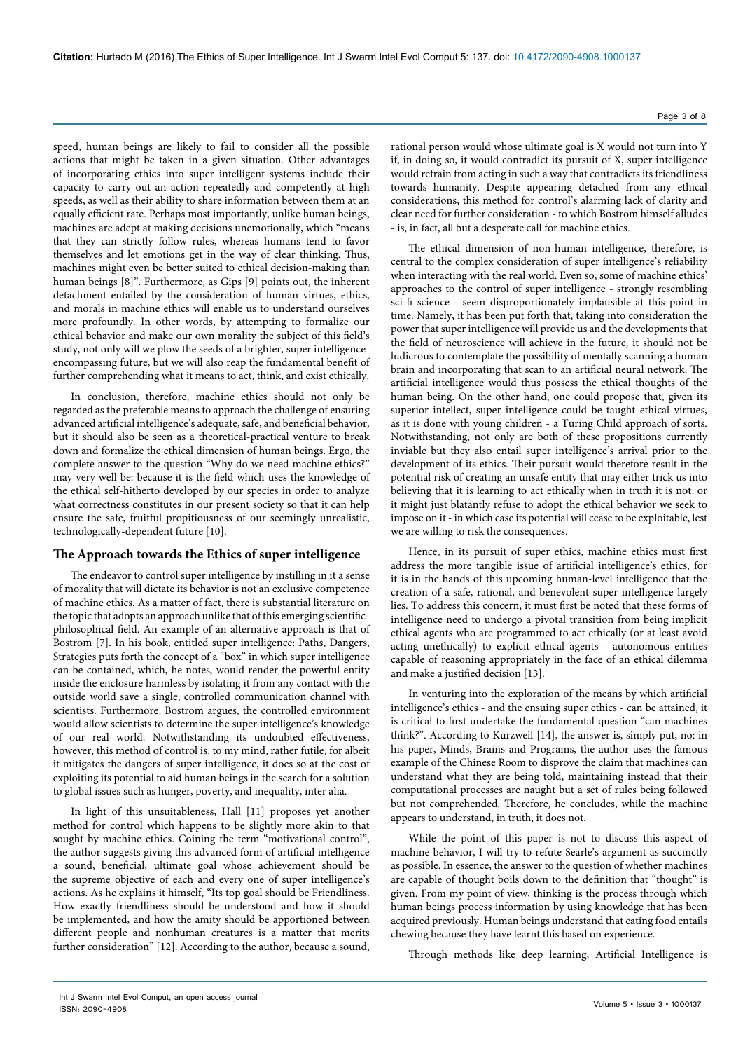speed, human beings are likely to fail to consider all the possible actions that might be taken in a given situation. Other advantages of incorporating ethics into super intelligent systems include their capacity to carry out an action repeatedly and competently at high speeds, as well as their ability to share information between them at an equally efficient rate. Perhaps most importantly, unlike human beings, machines are adept at making decisions unemotionally, which "means that they can strictly follow rules, whereas humans tend to favor themselves and let emotions get in the way of clear thinking. Thus, machines might even be better suited to ethical decision-making than human beings [8]". Furthermore, as Gips [9] points out, the inherent detachment entailed by the consideration of human virtues, ethics, and morals in machine ethics will enable us to understand ourselves more profoundly. In other words, by attempting to formalize our ethical behavior and make our own morality the subject of this field's study, not only will we plow the seeds of a brighter, super intelligence-encompassing future, but we will also reap the fundamental benefit of further comprehending what it means to act, think, and exist ethically.

In conclusion, therefore, machine ethics should not only be regarded as the preferable means to approach the challenge of ensuring advanced artificial intelligence's adequate, safe, and beneficial behavior, but it should also be seen as a theoretical-practical venture to break down and formalize the ethical dimension of human beings. Ergo, the complete answer to the question "Why do we need machine ethics?" may very well be: because it is the field which uses the knowledge of the ethical self-hitherto developed by our species in order to analyze what correctness constitutes in our present society so that it can help ensure the safe, fruitful propitiousness of our seemingly unrealistic, technologically-dependent future [10].

## The Approach towards the Ethics of super intelligence

The endeavor to control super intelligence by instilling in it a sense of morality that will dictate its behavior is not an exclusive competence of machine ethics. As a matter of fact, there is substantial literature on the topic that adopts an approach unlike that of this emerging scientific-philosophical field. An example of an alternative approach is that of Bostrom [7]. In his book, entitled super intelligence: Paths, Dangers, Strategies puts forth the concept of a "box" in which super intelligence can be contained, which, he notes, would render the powerful entity inside the enclosure harmless by isolating it from any contact with the outside world save a single, controlled communication channel with scientists. Furthermore, Bostrom argues, the controlled environment would allow scientists to determine the super intelligence's knowledge of our real world. Notwithstanding its undoubted effectiveness, however, this method of control is, to my mind, rather futile, for albeit it mitigates the dangers of super intelligence, it does so at the cost of exploiting its potential to aid human beings in the search for a solution to global issues such as hunger, poverty, and inequality, inter alia.

In light of this unsuitableness, Hall [11] proposes yet another method for control which happens to be slightly more akin to that sought by machine ethics. Coining the term "motivational control", the author suggests giving this advanced form of artificial intelligence a sound, beneficial, ultimate goal whose achievement should be the supreme objective of each and every one of super intelligence's actions. As he explains it himself, "Its top goal should be Friendliness. How exactly friendliness should be understood and how it should be implemented, and how the amity should be apportioned between different people and nonhuman creatures is a matter that merits further consideration" [12]. According to the author, because a sound, rational person would whose ultimate goal is X would not turn into Y if, in doing so, it would contradict its pursuit of X, super intelligence would refrain from acting in such a way that contradicts its friendliness towards humanity. Despite appearing detached from any ethical considerations, this method for control's alarming lack of clarity and clear need for further consideration - to which Bostrom himself alludes - is, in fact, all but a desperate call for machine ethics.

The ethical dimension of non-human intelligence, therefore, is central to the complex consideration of super intelligence's reliability when interacting with the real world. Even so, some of machine ethics' approaches to the control of super intelligence - strongly resembling sci-fi science - seem disproportionately implausible at this point in time. Namely, it has been put forth that, taking into consideration the power that super intelligence will provide us and the developments that the field of neuroscience will achieve in the future, it should not be ludicrous to contemplate the possibility of mentally scanning a human brain and incorporating that scan to an artificial neural network. The artificial intelligence would thus possess the ethical thoughts of the human being. On the other hand, one could propose that, given its superior intellect, super intelligence could be taught ethical virtues, as it is done with young children - a Turing Child approach of sorts. Notwithstanding, not only are both of these propositions currently inviable but they also entail super intelligence's arrival prior to the development of its ethics. Their pursuit would therefore result in the potential risk of creating an unsafe entity that may either trick us into believing that it is learning to act ethically when in truth it is not, or it might just blatantly refuse to adopt the ethical behavior we seek to impose on it - in which case its potential will cease to be exploitable, lest we are willing to risk the consequences.

Hence, in its pursuit of super ethics, machine ethics must first address the more tangible issue of artificial intelligence's ethics, for it is in the hands of this upcoming human-level intelligence that the creation of a safe, rational, and benevolent super intelligence largely lies. To address this concern, it must first be noted that these forms of intelligence need to undergo a pivotal transition from being implicit ethical agents who are programmed to act ethically (or at least avoid acting unethically) to explicit ethical agents - autonomous entities capable of reasoning appropriately in the face of an ethical dilemma and make a justified decision [13].

In venturing into the exploration of the means by which artificial intelligence's ethics - and the ensuing super ethics - can be attained, it is critical to first undertake the fundamental question "can machines think?". According to Kurzweil [14], the answer is, simply put, no: in his paper, Minds, Brains and Programs, the author uses the famous example of the Chinese Room to disprove the claim that machines can understand what they are being told, maintaining instead that their computational processes are naught but a set of rules being followed but not comprehended. Therefore, he concludes, while the machine appears to understand, in truth, it does not.

While the point of this paper is not to discuss this aspect of machine behavior, I will try to refute Searle's argument as succinctly as possible. In essence, the answer to the question of whether machines are capable of thought boils down to the definition that "thought" is given. From my point of view, thinking is the process through which human beings process information by using knowledge that has been acquired previously. Human beings understand that eating food entails chewing because they have learnt this based on experience.

Through methods like deep learning, Artificial Intelligence is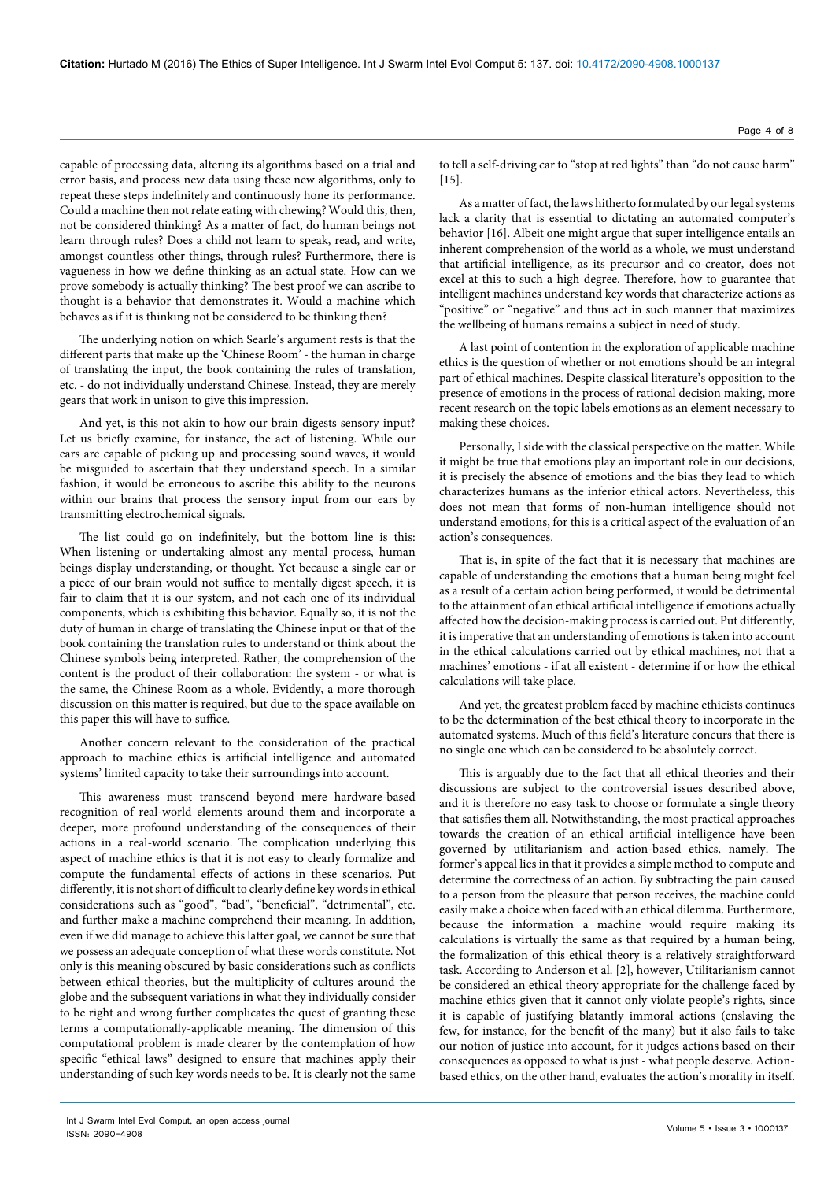capable of processing data, altering its algorithms based on a trial and error basis, and process new data using these new algorithms, only to repeat these steps indefinitely and continuously hone its performance. Could a machine then not relate eating with chewing? Would this, then, not be considered thinking? As a matter of fact, do human beings not learn through rules? Does a child not learn to speak, read, and write, amongst countless other things, through rules? Furthermore, there is vagueness in how we define thinking as an actual state. How can we prove somebody is actually thinking? The best proof we can ascribe to thought is a behavior that demonstrates it. Would a machine which behaves as if it is thinking not be considered to be thinking then?

The underlying notion on which Searle's argument rests is that the different parts that make up the 'Chinese Room' - the human in charge of translating the input, the book containing the rules of translation, etc. - do not individually understand Chinese. Instead, they are merely gears that work in unison to give this impression.

And yet, is this not akin to how our brain digests sensory input? Let us briefly examine, for instance, the act of listening. While our ears are capable of picking up and processing sound waves, it would be misguided to ascertain that they understand speech. In a similar fashion, it would be erroneous to ascribe this ability to the neurons within our brains that process the sensory input from our ears by transmitting electrochemical signals.

The list could go on indefinitely, but the bottom line is this: When listening or undertaking almost any mental process, human beings display understanding, or thought. Yet because a single ear or a piece of our brain would not suffice to mentally digest speech, it is fair to claim that it is our system, and not each one of its individual components, which is exhibiting this behavior. Equally so, it is not the duty of human in charge of translating the Chinese input or that of the book containing the translation rules to understand or think about the Chinese symbols being interpreted. Rather, the comprehension of the content is the product of their collaboration: the system - or what is the same, the Chinese Room as a whole. Evidently, a more thorough discussion on this matter is required, but due to the space available on this paper this will have to suffice.

Another concern relevant to the consideration of the practical approach to machine ethics is artificial intelligence and automated systems' limited capacity to take their surroundings into account.

This awareness must transcend beyond mere hardware-based recognition of real-world elements around them and incorporate a deeper, more profound understanding of the consequences of their actions in a real-world scenario. The complication underlying this aspect of machine ethics is that it is not easy to clearly formalize and compute the fundamental effects of actions in these scenarios. Put differently, it is not short of difficult to clearly define key words in ethical considerations such as "good", "bad", "beneficial", "detrimental", etc. and further make a machine comprehend their meaning. In addition, even if we did manage to achieve this latter goal, we cannot be sure that we possess an adequate conception of what these words constitute. Not only is this meaning obscured by basic considerations such as conflicts between ethical theories, but the multiplicity of cultures around the globe and the subsequent variations in what they individually consider to be right and wrong further complicates the quest of granting these terms a computationally-applicable meaning. The dimension of this computational problem is made clearer by the contemplation of how specific "ethical laws" designed to ensure that machines apply their understanding of such key words needs to be. It is clearly not the same to tell a self-driving car to "stop at red lights" than "do not cause harm" [15].

As a matter of fact, the laws hitherto formulated by our legal systems lack a clarity that is essential to dictating an automated computer's behavior [16]. Albeit one might argue that super intelligence entails an inherent comprehension of the world as a whole, we must understand that artificial intelligence, as its precursor and co-creator, does not excel at this to such a high degree. Therefore, how to guarantee that intelligent machines understand key words that characterize actions as "positive" or "negative" and thus act in such manner that maximizes the wellbeing of humans remains a subject in need of study.

A last point of contention in the exploration of applicable machine ethics is the question of whether or not emotions should be an integral part of ethical machines. Despite classical literature's opposition to the presence of emotions in the process of rational decision making, more recent research on the topic labels emotions as an element necessary to making these choices.

Personally, I side with the classical perspective on the matter. While it might be true that emotions play an important role in our decisions, it is precisely the absence of emotions and the bias they lead to which characterizes humans as the inferior ethical actors. Nevertheless, this does not mean that forms of non-human intelligence should not understand emotions, for this is a critical aspect of the evaluation of an action's consequences.

That is, in spite of the fact that it is necessary that machines are capable of understanding the emotions that a human being might feel as a result of a certain action being performed, it would be detrimental to the attainment of an ethical artificial intelligence if emotions actually affected how the decision-making process is carried out. Put differently, it is imperative that an understanding of emotions is taken into account in the ethical calculations carried out by ethical machines, not that a machines' emotions - if at all existent - determine if or how the ethical calculations will take place.

And yet, the greatest problem faced by machine ethicists continues to be the determination of the best ethical theory to incorporate in the automated systems. Much of this field's literature concurs that there is no single one which can be considered to be absolutely correct.

This is arguably due to the fact that all ethical theories and their discussions are subject to the controversial issues described above, and it is therefore no easy task to choose or formulate a single theory that satisfies them all. Notwithstanding, the most practical approaches towards the creation of an ethical artificial intelligence have been governed by utilitarianism and action-based ethics, namely. The former's appeal lies in that it provides a simple method to compute and determine the correctness of an action. By subtracting the pain caused to a person from the pleasure that person receives, the machine could easily make a choice when faced with an ethical dilemma. Furthermore, because the information a machine would require making its calculations is virtually the same as that required by a human being, the formalization of this ethical theory is a relatively straightforward task. According to Anderson et al. [2], however, Utilitarianism cannot be considered an ethical theory appropriate for the challenge faced by machine ethics given that it cannot only violate people's rights, since it is capable of justifying blatantly immoral actions (enslaving the few, for instance, for the benefit of the many) but it also fails to take our notion of justice into account, for it judges actions based on their consequences as opposed to what is just - what people deserve. Action-based ethics, on the other hand, evaluates the action's morality in itself.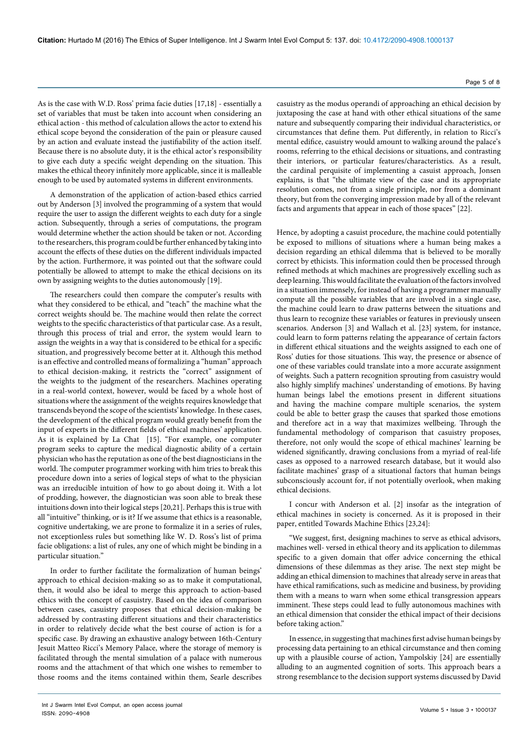As is the case with W.D. Ross' prima facie duties [17,18] - essentially a set of variables that must be taken into account when considering an ethical action - this method of calculation allows the actor to extend his ethical scope beyond the consideration of the pain or pleasure caused by an action and evaluate instead the justifiability of the action itself. Because there is no absolute duty, it is the ethical actor's responsibility to give each duty a specific weight depending on the situation. This makes the ethical theory infinitely more applicable, since it is malleable enough to be used by automated systems in different environments.

A demonstration of the application of action-based ethics carried out by Anderson [3] involved the programming of a system that would require the user to assign the different weights to each duty for a single action. Subsequently, through a series of computations, the program would determine whether the action should be taken or not. According to the researchers, this program could be further enhanced by taking into account the effects of these duties on the different individuals impacted by the action. Furthermore, it was pointed out that the software could potentially be allowed to attempt to make the ethical decisions on its own by assigning weights to the duties autonomously [19].

The researchers could then compare the computer's results with what they considered to be ethical, and "teach" the machine what the correct weights should be. The machine would then relate the correct weights to the specific characteristics of that particular case. As a result, through this process of trial and error, the system would learn to assign the weights in a way that is considered to be ethical for a specific situation, and progressively become better at it. Although this method is an effective and controlled means of formalizing a "human" approach to ethical decision-making, it restricts the "correct" assignment of the weights to the judgment of the researchers. Machines operating in a real-world context, however, would be faced by a whole host of situations where the assignment of the weights requires knowledge that transcends beyond the scope of the scientists' knowledge. In these cases, the development of the ethical program would greatly benefit from the input of experts in the different fields of ethical machines' application. As it is explained by La Chat [15]. "For example, one computer program seeks to capture the medical diagnostic ability of a certain physician who has the reputation as one of the best diagnosticians in the world. The computer programmer working with him tries to break this procedure down into a series of logical steps of what to the physician was an irreducible intuition of how to go about doing it. With a lot of prodding, however, the diagnostician was soon able to break these intuitions down into their logical steps [20,21]. Perhaps this is true with all "intuitive" thinking, or is it? If we assume that ethics is a reasonable, cognitive undertaking, we are prone to formalize it in a series of rules, not exceptionless rules but something like W. D. Ross's list of prima facie obligations: a list of rules, any one of which might be binding in a particular situation."

In order to further facilitate the formalization of human beings' approach to ethical decision-making so as to make it computational, then, it would also be ideal to merge this approach to action-based ethics with the concept of casuistry. Based on the idea of comparison between cases, casuistry proposes that ethical decision-making be addressed by contrasting different situations and their characteristics in order to relatively decide what the best course of action is for a specific case. By drawing an exhaustive analogy between 16th-Century Jesuit Matteo Ricci's Memory Palace, where the storage of memory is facilitated through the mental simulation of a palace with numerous rooms and the attachment of that which one wishes to remember to those rooms and the items contained within them, Searle describes casuistry as the modus operandi of approaching an ethical decision by juxtaposing the case at hand with other ethical situations of the same nature and subsequently comparing their individual characteristics, or circumstances that define them. Put differently, in relation to Ricci's mental edifice, casuistry would amount to walking around the palace's rooms, referring to the ethical decisions or situations, and contrasting their interiors, or particular features/characteristics. As a result, the cardinal perquisite of implementing a casuist approach, Jonsen explains, is that "the ultimate view of the case and its appropriate resolution comes, not from a single principle, nor from a dominant theory, but from the converging impression made by all of the relevant facts and arguments that appear in each of those spaces" [22].

Hence, by adopting a casuist procedure, the machine could potentially be exposed to millions of situations where a human being makes a decision regarding an ethical dilemma that is believed to be morally correct by ethicists. This information could then be processed through refined methods at which machines are progressively excelling such as deep learning. This would facilitate the evaluation of the factors involved in a situation immensely, for instead of having a programmer manually compute all the possible variables that are involved in a single case, the machine could learn to draw patterns between the situations and thus learn to recognize these variables or features in previously unseen scenarios. Anderson [3] and Wallach et al. [23] system, for instance, could learn to form patterns relating the appearance of certain factors in different ethical situations and the weights assigned to each one of Ross' duties for those situations. This way, the presence or absence of one of these variables could translate into a more accurate assignment of weights. Such a pattern recognition sprouting from casuistry would also highly simplify machines' understanding of emotions. By having human beings label the emotions present in different situations and having the machine compare multiple scenarios, the system could be able to better grasp the causes that sparked those emotions and therefore act in a way that maximizes wellbeing. Through the fundamental methodology of comparison that casuistry proposes, therefore, not only would the scope of ethical machines' learning be widened significantly, drawing conclusions from a myriad of real-life cases as opposed to a narrowed research database, but it would also facilitate machines' grasp of a situational factors that human beings subconsciously account for, if not potentially overlook, when making ethical decisions.

I concur with Anderson et al. [2] insofar as the integration of ethical machines in society is concerned. As it is proposed in their paper, entitled Towards Machine Ethics [23,24]:

"We suggest, first, designing machines to serve as ethical advisors, machines well- versed in ethical theory and its application to dilemmas specific to a given domain that offer advice concerning the ethical dimensions of these dilemmas as they arise. The next step might be adding an ethical dimension to machines that already serve in areas that have ethical ramifications, such as medicine and business, by providing them with a means to warn when some ethical transgression appears imminent. These steps could lead to fully autonomous machines with an ethical dimension that consider the ethical impact of their decisions before taking action."

In essence, in suggesting that machines first advise human beings by processing data pertaining to an ethical circumstance and then coming up with a plausible course of action, Yampolskiy [24] are essentially alluding to an augmented cognition of sorts. This approach bears a strong resemblance to the decision support systems discussed by David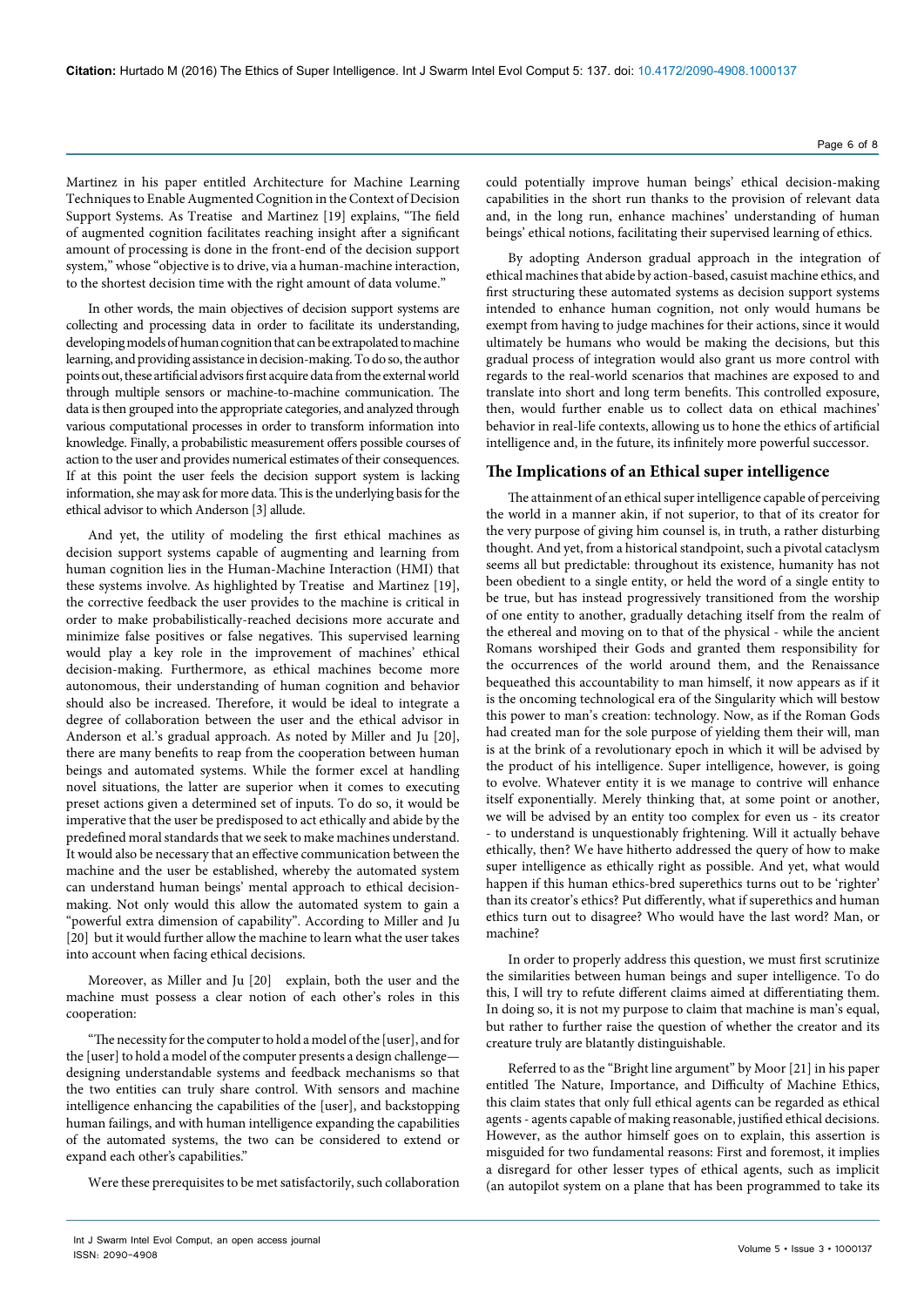Martinez in his paper entitled Architecture for Machine Learning Techniques to Enable Augmented Cognition in the Context of Decision Support Systems. As Treatise and Martinez [19] explains, "The field of augmented cognition facilitates reaching insight after a significant amount of processing is done in the front-end of the decision support system," whose "objective is to drive, via a human-machine interaction, to the shortest decision time with the right amount of data volume."

In other words, the main objectives of decision support systems are collecting and processing data in order to facilitate its understanding, developing models of human cognition that can be extrapolated to machine learning, and providing assistance in decision-making. To do so, the author points out, these artificial advisors first acquire data from the external world through multiple sensors or machine-to-machine communication. The data is then grouped into the appropriate categories, and analyzed through various computational processes in order to transform information into knowledge. Finally, a probabilistic measurement offers possible courses of action to the user and provides numerical estimates of their consequences. If at this point the user feels the decision support system is lacking information, she may ask for more data. This is the underlying basis for the ethical advisor to which Anderson [3] allude.

And yet, the utility of modeling the first ethical machines as decision support systems capable of augmenting and learning from human cognition lies in the Human-Machine Interaction (HMI) that these systems involve. As highlighted by Treatise and Martinez [19], the corrective feedback the user provides to the machine is critical in order to make probabilistically-reached decisions more accurate and minimize false positives or false negatives. This supervised learning would play a key role in the improvement of machines' ethical decision-making. Furthermore, as ethical machines become more autonomous, their understanding of human cognition and behavior should also be increased. Therefore, it would be ideal to integrate a degree of collaboration between the user and the ethical advisor in Anderson et al.'s gradual approach. As noted by Miller and Ju [20], there are many benefits to reap from the cooperation between human beings and automated systems. While the former excel at handling novel situations, the latter are superior when it comes to executing preset actions given a determined set of inputs. To do so, it would be imperative that the user be predisposed to act ethically and abide by the predefined moral standards that we seek to make machines understand. It would also be necessary that an effective communication between the machine and the user be established, whereby the automated system can understand human beings' mental approach to ethical decision-making. Not only would this allow the automated system to gain a "powerful extra dimension of capability". According to Miller and Ju [20] but it would further allow the machine to learn what the user takes into account when facing ethical decisions.

Moreover, as Miller and Ju [20] explain, both the user and the machine must possess a clear notion of each other's roles in this cooperation:

"The necessity for the computer to hold a model of the [user], and for the [user] to hold a model of the computer presents a design challenge—designing understandable systems and feedback mechanisms so that the two entities can truly share control. With sensors and machine intelligence enhancing the capabilities of the [user], and backstopping human failings, and with human intelligence expanding the capabilities of the automated systems, the two can be considered to extend or expand each other's capabilities."

Were these prerequisites to be met satisfactorily, such collaboration could potentially improve human beings' ethical decision-making capabilities in the short run thanks to the provision of relevant data and, in the long run, enhance machines' understanding of human beings' ethical notions, facilitating their supervised learning of ethics.

By adopting Anderson gradual approach in the integration of ethical machines that abide by action-based, casuist machine ethics, and first structuring these automated systems as decision support systems intended to enhance human cognition, not only would humans be exempt from having to judge machines for their actions, since it would ultimately be humans who would be making the decisions, but this gradual process of integration would also grant us more control with regards to the real-world scenarios that machines are exposed to and translate into short and long term benefits. This controlled exposure, then, would further enable us to collect data on ethical machines' behavior in real-life contexts, allowing us to hone the ethics of artificial intelligence and, in the future, its infinitely more powerful successor.

## The Implications of an Ethical super intelligence

The attainment of an ethical super intelligence capable of perceiving the world in a manner akin, if not superior, to that of its creator for the very purpose of giving him counsel is, in truth, a rather disturbing thought. And yet, from a historical standpoint, such a pivotal cataclysm seems all but predictable: throughout its existence, humanity has not been obedient to a single entity, or held the word of a single entity to be true, but has instead progressively transitioned from the worship of one entity to another, gradually detaching itself from the realm of the ethereal and moving on to that of the physical - while the ancient Romans worshiped their Gods and granted them responsibility for the occurrences of the world around them, and the Renaissance bequeathed this accountability to man himself, it now appears as if it is the oncoming technological era of the Singularity which will bestow this power to man's creation: technology. Now, as if the Roman Gods had created man for the sole purpose of yielding them their will, man is at the brink of a revolutionary epoch in which it will be advised by the product of his intelligence. Super intelligence, however, is going to evolve. Whatever entity it is we manage to contrive will enhance itself exponentially. Merely thinking that, at some point or another, we will be advised by an entity too complex for even us - its creator - to understand is unquestionably frightening. Will it actually behave ethically, then? We have hitherto addressed the query of how to make super intelligence as ethically right as possible. And yet, what would happen if this human ethics-bred superethics turns out to be 'righter' than its creator's ethics? Put differently, what if superethics and human ethics turn out to disagree? Who would have the last word? Man, or machine?

In order to properly address this question, we must first scrutinize the similarities between human beings and super intelligence. To do this, I will try to refute different claims aimed at differentiating them. In doing so, it is not my purpose to claim that machine is man's equal, but rather to further raise the question of whether the creator and its creature truly are blatantly distinguishable.

Referred to as the "Bright line argument" by Moor [21] in his paper entitled The Nature, Importance, and Difficulty of Machine Ethics, this claim states that only full ethical agents can be regarded as ethical agents - agents capable of making reasonable, justified ethical decisions. However, as the author himself goes on to explain, this assertion is misguided for two fundamental reasons: First and foremost, it implies a disregard for other lesser types of ethical agents, such as implicit (an autopilot system on a plane that has been programmed to take its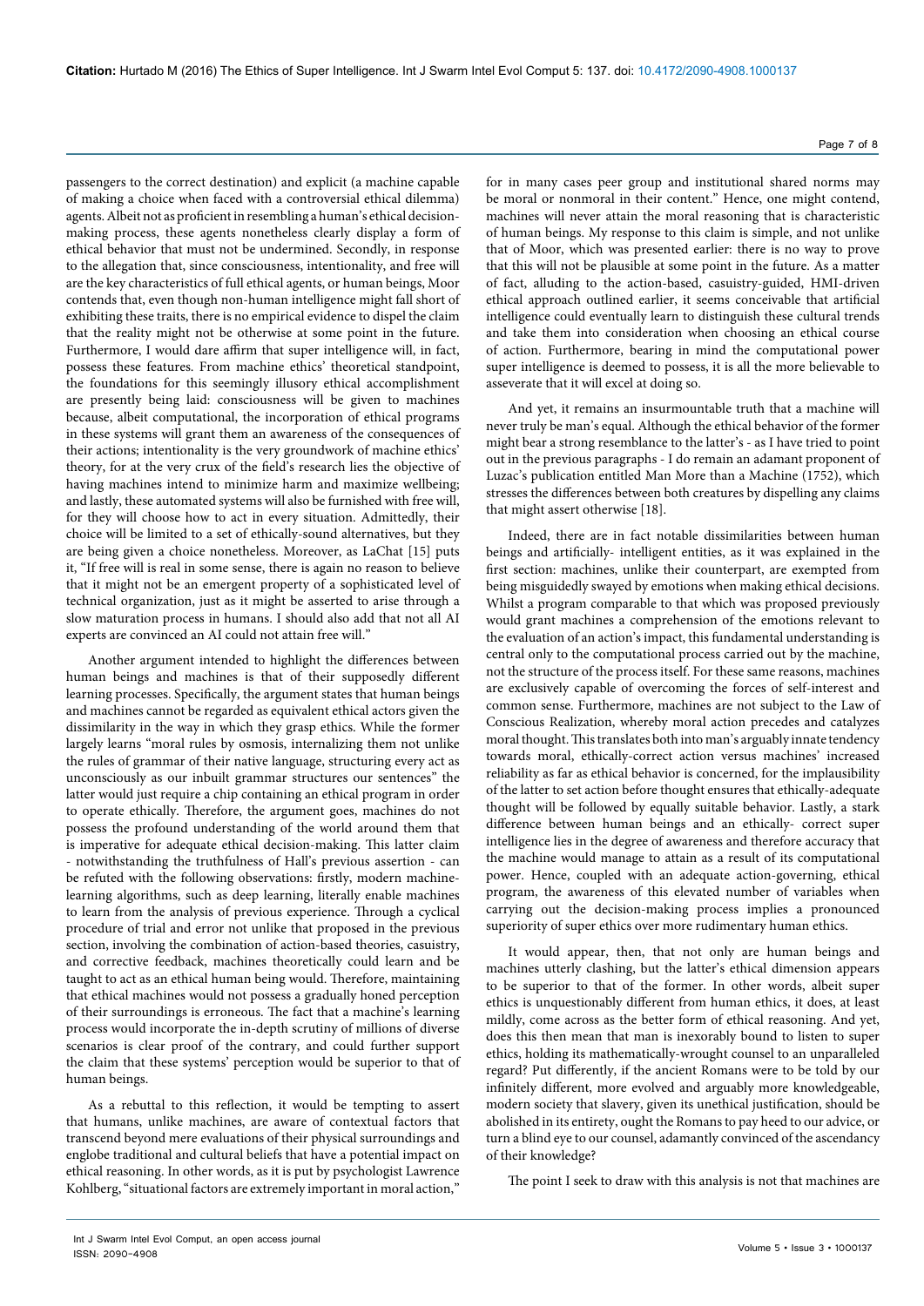passengers to the correct destination) and explicit (a machine capable of making a choice when faced with a controversial ethical dilemma) agents. Albeit not as proficient in resembling a human's ethical decision-making process, these agents nonetheless clearly display a form of ethical behavior that must not be undermined. Secondly, in response to the allegation that, since consciousness, intentionality, and free will are the key characteristics of full ethical agents, or human beings, Moor contends that, even though non-human intelligence might fall short of exhibiting these traits, there is no empirical evidence to dispel the claim that the reality might not be otherwise at some point in the future. Furthermore, I would dare affirm that super intelligence will, in fact, possess these features. From machine ethics' theoretical standpoint, the foundations for this seemingly illusory ethical accomplishment are presently being laid: consciousness will be given to machines because, albeit computational, the incorporation of ethical programs in these systems will grant them an awareness of the consequences of their actions; intentionality is the very groundwork of machine ethics' theory, for at the very crux of the field's research lies the objective of having machines intend to minimize harm and maximize wellbeing; and lastly, these automated systems will also be furnished with free will, for they will choose how to act in every situation. Admittedly, their choice will be limited to a set of ethically-sound alternatives, but they are being given a choice nonetheless. Moreover, as LaChat [15] puts it, "If free will is real in some sense, there is again no reason to believe that it might not be an emergent property of a sophisticated level of technical organization, just as it might be asserted to arise through a slow maturation process in humans. I should also add that not all AI experts are convinced an AI could not attain free will."

Another argument intended to highlight the differences between human beings and machines is that of their supposedly different learning processes. Specifically, the argument states that human beings and machines cannot be regarded as equivalent ethical actors given the dissimilarity in the way in which they grasp ethics. While the former largely learns "moral rules by osmosis, internalizing them not unlike the rules of grammar of their native language, structuring every act as unconsciously as our inbuilt grammar structures our sentences" the latter would just require a chip containing an ethical program in order to operate ethically. Therefore, the argument goes, machines do not possess the profound understanding of the world around them that is imperative for adequate ethical decision-making. This latter claim - notwithstanding the truthfulness of Hall's previous assertion - can be refuted with the following observations: firstly, modern machine-learning algorithms, such as deep learning, literally enable machines to learn from the analysis of previous experience. Through a cyclical procedure of trial and error not unlike that proposed in the previous section, involving the combination of action-based theories, casuistry, and corrective feedback, machines theoretically could learn and be taught to act as an ethical human being would. Therefore, maintaining that ethical machines would not possess a gradually honed perception of their surroundings is erroneous. The fact that a machine's learning process would incorporate the in-depth scrutiny of millions of diverse scenarios is clear proof of the contrary, and could further support the claim that these systems' perception would be superior to that of human beings.

As a rebuttal to this reflection, it would be tempting to assert that humans, unlike machines, are aware of contextual factors that transcend beyond mere evaluations of their physical surroundings and englobe traditional and cultural beliefs that have a potential impact on ethical reasoning. In other words, as it is put by psychologist Lawrence Kohlberg, "situational factors are extremely important in moral action," for in many cases peer group and institutional shared norms may be moral or nonmoral in their content." Hence, one might contend, machines will never attain the moral reasoning that is characteristic of human beings. My response to this claim is simple, and not unlike that of Moor, which was presented earlier: there is no way to prove that this will not be plausible at some point in the future. As a matter of fact, alluding to the action-based, casuistry-guided, HMI-driven ethical approach outlined earlier, it seems conceivable that artificial intelligence could eventually learn to distinguish these cultural trends and take them into consideration when choosing an ethical course of action. Furthermore, bearing in mind the computational power super intelligence is deemed to possess, it is all the more believable to asseverate that it will excel at doing so.

And yet, it remains an insurmountable truth that a machine will never truly be man's equal. Although the ethical behavior of the former might bear a strong resemblance to the latter's - as I have tried to point out in the previous paragraphs - I do remain an adamant proponent of Luzac's publication entitled Man More than a Machine (1752), which stresses the differences between both creatures by dispelling any claims that might assert otherwise [18].

Indeed, there are in fact notable dissimilarities between human beings and artificially- intelligent entities, as it was explained in the first section: machines, unlike their counterpart, are exempted from being misguidedly swayed by emotions when making ethical decisions. Whilst a program comparable to that which was proposed previously would grant machines a comprehension of the emotions relevant to the evaluation of an action's impact, this fundamental understanding is central only to the computational process carried out by the machine, not the structure of the process itself. For these same reasons, machines are exclusively capable of overcoming the forces of self-interest and common sense. Furthermore, machines are not subject to the Law of Conscious Realization, whereby moral action precedes and catalyzes moral thought. This translates both into man's arguably innate tendency towards moral, ethically-correct action versus machines' increased reliability as far as ethical behavior is concerned, for the implausibility of the latter to set action before thought ensures that ethically-adequate thought will be followed by equally suitable behavior. Lastly, a stark difference between human beings and an ethically- correct super intelligence lies in the degree of awareness and therefore accuracy that the machine would manage to attain as a result of its computational power. Hence, coupled with an adequate action-governing, ethical program, the awareness of this elevated number of variables when carrying out the decision-making process implies a pronounced superiority of super ethics over more rudimentary human ethics.

It would appear, then, that not only are human beings and machines utterly clashing, but the latter's ethical dimension appears to be superior to that of the former. In other words, albeit super ethics is unquestionably different from human ethics, it does, at least mildly, come across as the better form of ethical reasoning. And yet, does this then mean that man is inexorably bound to listen to super ethics, holding its mathematically-wrought counsel to an unparalleled regard? Put differently, if the ancient Romans were to be told by our infinitely different, more evolved and arguably more knowledgeable, modern society that slavery, given its unethical justification, should be abolished in its entirety, ought the Romans to pay heed to our advice, or turn a blind eye to our counsel, adamantly convinced of the ascendancy of their knowledge?

The point I seek to draw with this analysis is not that machines are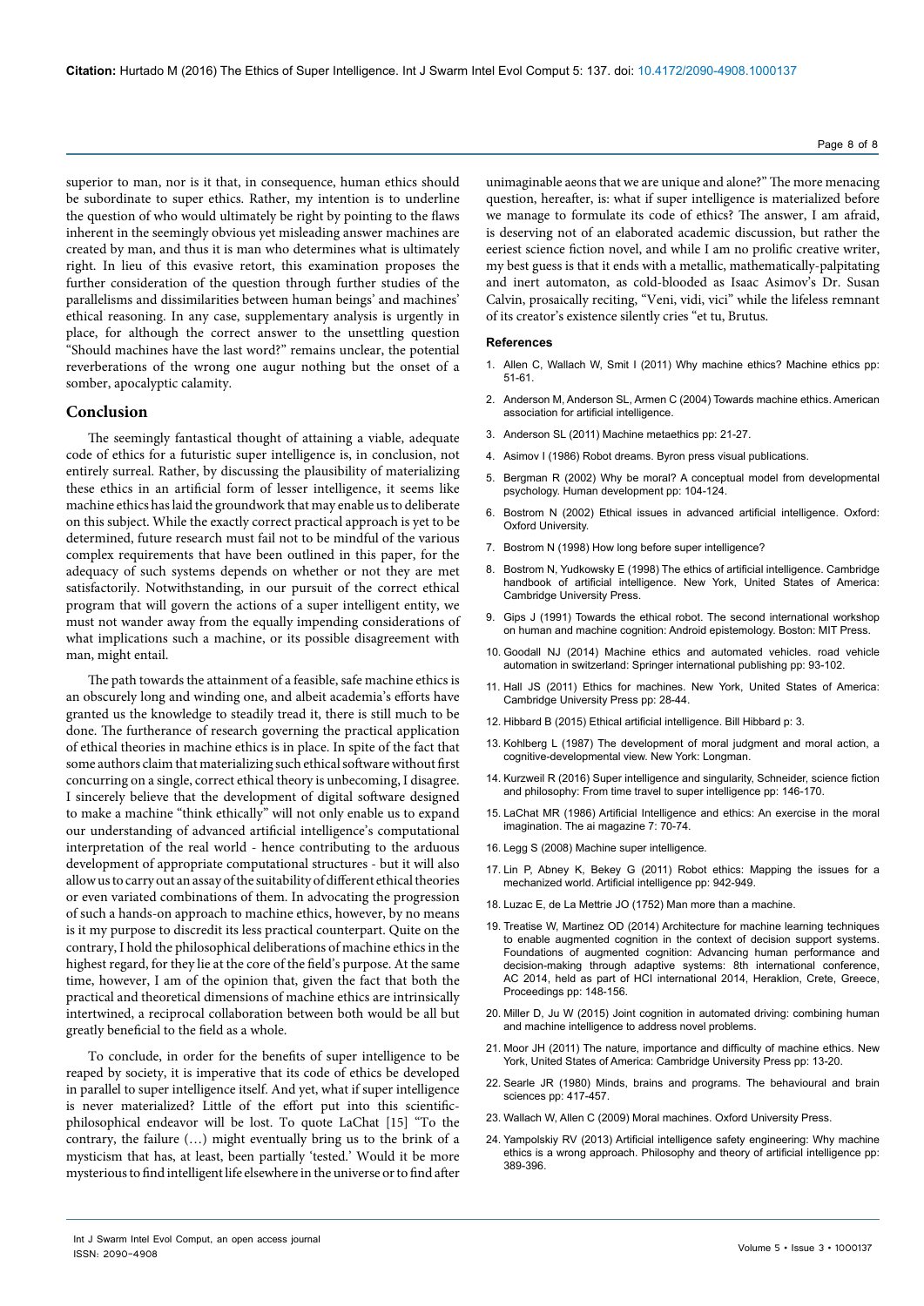superior to man, nor is it that, in consequence, human ethics should be subordinate to super ethics. Rather, my intention is to underline the question of who would ultimately be right by pointing to the flaws inherent in the seemingly obvious yet misleading answer machines are created by man, and thus it is man who determines what is ultimately right. In lieu of this evasive retort, this examination proposes the further consideration of the question through further studies of the parallelisms and dissimilarities between human beings' and machines' ethical reasoning. In any case, supplementary analysis is urgently in place, for although the correct answer to the unsettling question "Should machines have the last word?" remains unclear, the potential reverberations of the wrong one augur nothing but the onset of a somber, apocalyptic calamity.

## Conclusion

The seemingly fantastical thought of attaining a viable, adequate code of ethics for a futuristic super intelligence is, in conclusion, not entirely surreal. Rather, by discussing the plausibility of materializing these ethics in an artificial form of lesser intelligence, it seems like machine ethics has laid the groundwork that may enable us to deliberate on this subject. While the exactly correct practical approach is yet to be determined, future research must fail not to be mindful of the various complex requirements that have been outlined in this paper, for the adequacy of such systems depends on whether or not they are met satisfactorily. Notwithstanding, in our pursuit of the correct ethical program that will govern the actions of a super intelligent entity, we must not wander away from the equally impending considerations of what implications such a machine, or its possible disagreement with man, might entail.

The path towards the attainment of a feasible, safe machine ethics is an obscurely long and winding one, and albeit academia's efforts have granted us the knowledge to steadily tread it, there is still much to be done. The furtherance of research governing the practical application of ethical theories in machine ethics is in place. In spite of the fact that some authors claim that materializing such ethical software without first concurring on a single, correct ethical theory is unbecoming, I disagree. I sincerely believe that the development of digital software designed to make a machine "think ethically" will not only enable us to expand our understanding of advanced artificial intelligence's computational interpretation of the real world - hence contributing to the arduous development of appropriate computational structures - but it will also allow us to carry out an assay of the suitability of different ethical theories or even variated combinations of them. In advocating the progression of such a hands-on approach to machine ethics, however, by no means is it my purpose to discredit its less practical counterpart. Quite on the contrary, I hold the philosophical deliberations of machine ethics in the highest regard, for they lie at the core of the field's purpose. At the same time, however, I am of the opinion that, given the fact that both the practical and theoretical dimensions of machine ethics are intrinsically intertwined, a reciprocal collaboration between both would be all but greatly beneficial to the field as a whole.

To conclude, in order for the benefits of super intelligence to be reaped by society, it is imperative that its code of ethics be developed in parallel to super intelligence itself. And yet, what if super intelligence is never materialized? Little of the effort put into this scientific-philosophical endeavor will be lost. To quote LaChat [15] "To the contrary, the failure (…) might eventually bring us to the brink of a mysticism that has, at least, been partially 'tested.' Would it be more mysterious to find intelligent life elsewhere in the universe or to find after unimaginable aeons that we are unique and alone?" The more menacing question, hereafter, is: what if super intelligence is materialized before we manage to formulate its code of ethics? The answer, I am afraid, is deserving not of an elaborated academic discussion, but rather the eeriest science fiction novel, and while I am no prolific creative writer, my best guess is that it ends with a metallic, mathematically-palpitating and inert automaton, as cold-blooded as Isaac Asimov's Dr. Susan Calvin, prosaically reciting, "Veni, vidi, vici" while the lifeless remnant of its creator's existence silently cries "et tu, Brutus.

### References

1. Allen C, Wallach W, Smit I (2011) Why machine ethics? Machine ethics pp: 51-61.
2. Anderson M, Anderson SL, Armen C (2004) Towards machine ethics. American association for artificial intelligence.
3. Anderson SL (2011) Machine metaethics pp: 21-27.
4. Asimov I (1986) Robot dreams. Byron press visual publications.
5. Bergman R (2002) Why be moral? A conceptual model from developmental psychology. Human development pp: 104-124.
6. Bostrom N (2002) Ethical issues in advanced artificial intelligence. Oxford: Oxford University.
7. Bostrom N (1998) How long before super intelligence?
8. Bostrom N, Yudkowsky E (1998) The ethics of artificial intelligence. Cambridge handbook of artificial intelligence. New York, United States of America: Cambridge University Press.
9. Gips J (1991) Towards the ethical robot. The second international workshop on human and machine cognition: Android epistemology. Boston: MIT Press.
10. Goodall NJ (2014) Machine ethics and automated vehicles. road vehicle automation in switzerland: Springer international publishing pp: 93-102.
11. Hall JS (2011) Ethics for machines. New York, United States of America: Cambridge University Press pp: 28-44.
12. Hibbard B (2015) Ethical artificial intelligence. Bill Hibbard p: 3.
13. Kohlberg L (1987) The development of moral judgment and moral action, a cognitive-developmental view. New York: Longman.
14. Kurzweil R (2016) Super intelligence and singularity, Schneider, science fiction and philosophy: From time travel to super intelligence pp: 146-170.
15. LaChat MR (1986) Artificial Intelligence and ethics: An exercise in the moral imagination. The ai magazine 7: 70-74.
16. Legg S (2008) Machine super intelligence.
17. Lin P, Abney K, Bekey G (2011) Robot ethics: Mapping the issues for a mechanized world. Artificial intelligence pp: 942-949.
18. Luzac E, de La Mettrie JO (1752) Man more than a machine.
19. Treatise W, Martinez OD (2014) Architecture for machine learning techniques to enable augmented cognition in the context of decision support systems. Foundations of augmented cognition: Advancing human performance and decision-making through adaptive systems: 8th international conference, AC 2014, held as part of HCI international 2014, Heraklion, Crete, Greece, Proceedings pp: 148-156.
20. Miller D, Ju W (2015) Joint cognition in automated driving: combining human and machine intelligence to address novel problems.
21. Moor JH (2011) The nature, importance and difficulty of machine ethics. New York, United States of America: Cambridge University Press pp: 13-20.
22. Searle JR (1980) Minds, brains and programs. The behavioural and brain sciences pp: 417-457.
23. Wallach W, Allen C (2009) Moral machines. Oxford University Press.
24. Yampolskiy RV (2013) Artificial intelligence safety engineering: Why machine ethics is a wrong approach. Philosophy and theory of artificial intelligence pp: 389-396.